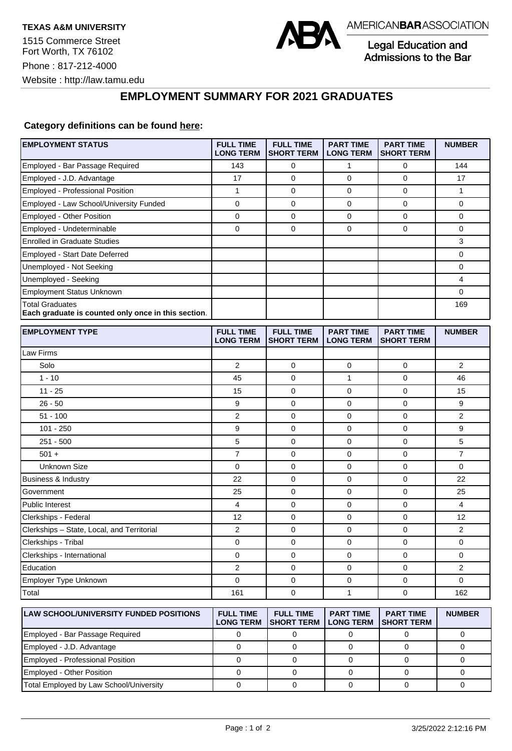**TEXAS A&M UNIVERSITY**

1515 Commerce Street
Fort Worth, TX 76102

Phone : 817-212-4000

Website : http://law.tamu.edu

AMERICAN**BAR**ASSOCIATION
Legal Education and Admissions to the Bar

## EMPLOYMENT SUMMARY FOR 2021 GRADUATES

**Category definitions can be found here:**

| EMPLOYMENT STATUS | FULL TIME LONG TERM | FULL TIME SHORT TERM | PART TIME LONG TERM | PART TIME SHORT TERM | NUMBER |
|---|---|---|---|---|---|
| Employed - Bar Passage Required | 143 | 0 | 1 | 0 | 144 |
| Employed - J.D. Advantage | 17 | 0 | 0 | 0 | 17 |
| Employed - Professional Position | 1 | 0 | 0 | 0 | 1 |
| Employed - Law School/University Funded | 0 | 0 | 0 | 0 | 0 |
| Employed - Other Position | 0 | 0 | 0 | 0 | 0 |
| Employed - Undeterminable | 0 | 0 | 0 | 0 | 0 |
| Enrolled in Graduate Studies | | | | | 3 |
| Employed - Start Date Deferred | | | | | 0 |
| Unemployed - Not Seeking | | | | | 0 |
| Unemployed - Seeking | | | | | 4 |
| Employment Status Unknown | | | | | 0 |
| Total Graduates **Each graduate is counted only once in this section**. | | | | | 169 |

| EMPLOYMENT TYPE | FULL TIME LONG TERM | FULL TIME SHORT TERM | PART TIME LONG TERM | PART TIME SHORT TERM | NUMBER |
|---|---|---|---|---|---|
| Law Firms | | | | | |
| Solo | 2 | 0 | 0 | 0 | 2 |
| 1 - 10 | 45 | 0 | 1 | 0 | 46 |
| 11 - 25 | 15 | 0 | 0 | 0 | 15 |
| 26 - 50 | 9 | 0 | 0 | 0 | 9 |
| 51 - 100 | 2 | 0 | 0 | 0 | 2 |
| 101 - 250 | 9 | 0 | 0 | 0 | 9 |
| 251 - 500 | 5 | 0 | 0 | 0 | 5 |
| 501 + | 7 | 0 | 0 | 0 | 7 |
| Unknown Size | 0 | 0 | 0 | 0 | 0 |
| Business & Industry | 22 | 0 | 0 | 0 | 22 |
| Government | 25 | 0 | 0 | 0 | 25 |
| Public Interest | 4 | 0 | 0 | 0 | 4 |
| Clerkships - Federal | 12 | 0 | 0 | 0 | 12 |
| Clerkships – State, Local, and Territorial | 2 | 0 | 0 | 0 | 2 |
| Clerkships - Tribal | 0 | 0 | 0 | 0 | 0 |
| Clerkships - International | 0 | 0 | 0 | 0 | 0 |
| Education | 2 | 0 | 0 | 0 | 2 |
| Employer Type Unknown | 0 | 0 | 0 | 0 | 0 |
| Total | 161 | 0 | 1 | 0 | 162 |

| LAW SCHOOL/UNIVERSITY FUNDED POSITIONS | FULL TIME LONG TERM | FULL TIME SHORT TERM | PART TIME LONG TERM | PART TIME SHORT TERM | NUMBER |
|---|---|---|---|---|---|
| Employed - Bar Passage Required | 0 | 0 | 0 | 0 | 0 |
| Employed - J.D. Advantage | 0 | 0 | 0 | 0 | 0 |
| Employed - Professional Position | 0 | 0 | 0 | 0 | 0 |
| Employed - Other Position | 0 | 0 | 0 | 0 | 0 |
| Total Employed by Law School/University | 0 | 0 | 0 | 0 | 0 |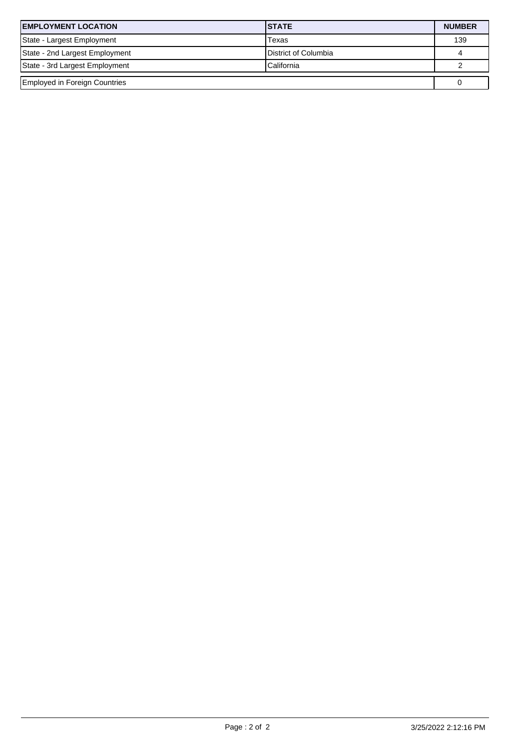| EMPLOYMENT LOCATION | STATE | NUMBER |
|---|---|---|
| State - Largest Employment | Texas | 139 |
| State - 2nd Largest Employment | District of Columbia | 4 |
| State - 3rd Largest Employment | California | 2 |
| Employed in Foreign Countries | | 0 |